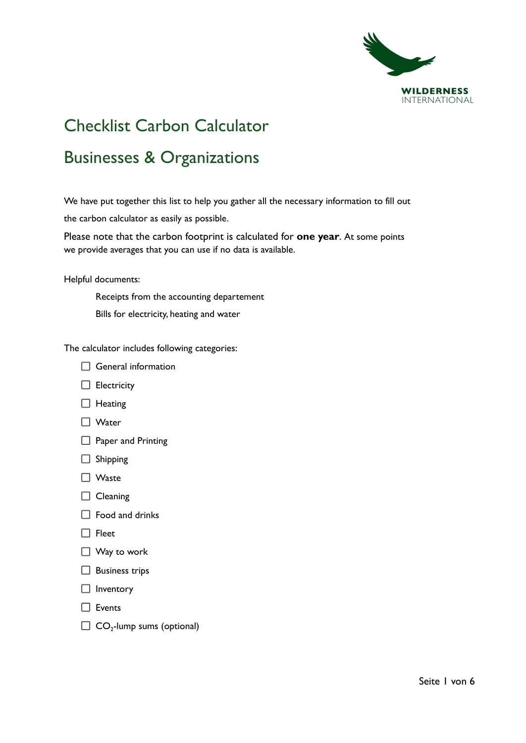WILDERNESS INTERNATIONAL

# Checklist Carbon Calculator

# Businesses & Organizations

We have put together this list to help you gather all the necessary information to fill out the carbon calculator as easily as possible.

Please note that the carbon footprint is calculated for **one year**. At some points we provide averages that you can use if no data is available.

Helpful documents:

Receipts from the accounting departement

Bills for electricity, heating and water

The calculator includes following categories:

- ☐ General information
- ☐ Electricity
- ☐ Heating
- ☐ Water
- ☐ Paper and Printing
- ☐ Shipping
- ☐ Waste
- ☐ Cleaning
- ☐ Food and drinks
- ☐ Fleet
- ☐ Way to work
- ☐ Business trips
- ☐ Inventory
- ☐ Events
- ☐ $CO_2$-lump sums (optional)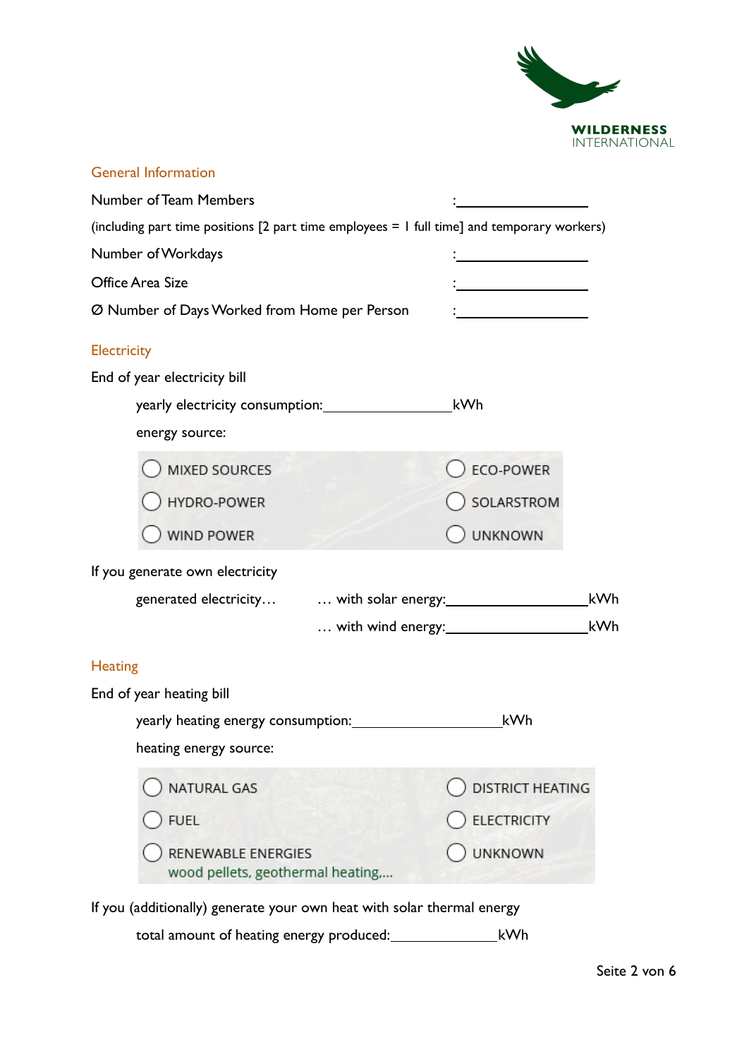WILDERNESS INTERNATIONAL

## General Information

Number of Team Members : \_\_\_\_\_\_\_\_\_\_\_\_\_\_\_\_

(including part time positions [2 part time employees = 1 full time] and temporary workers)

Number of Workdays : \_\_\_\_\_\_\_\_\_\_\_\_\_\_\_\_

Office Area Size : \_\_\_\_\_\_\_\_\_\_\_\_\_\_\_\_

Ø Number of Days Worked from Home per Person : \_\_\_\_\_\_\_\_\_\_\_\_\_\_\_\_

## Electricity

End of year electricity bill

yearly electricity consumption:\_\_\_\_\_\_\_\_\_\_\_\_\_\_\_\_kWh

energy source:

| | |
|---|---|
| ◯ MIXED SOURCES | ◯ ECO-POWER |
| ◯ HYDRO-POWER | ◯ SOLARSTROM |
| ◯ WIND POWER | ◯ UNKNOWN |

If you generate own electricity

generated electricity… … with solar energy:\_\_\_\_\_\_\_\_\_\_\_\_\_\_\_\_kWh

… with wind energy:\_\_\_\_\_\_\_\_\_\_\_\_\_\_\_\_kWh

## Heating

End of year heating bill

yearly heating energy consumption:\_\_\_\_\_\_\_\_\_\_\_\_\_\_\_\_kWh

heating energy source:

| | |
|---|---|
| ◯ NATURAL GAS | ◯ DISTRICT HEATING |
| ◯ FUEL | ◯ ELECTRICITY |
| ◯ RENEWABLE ENERGIES<br>wood pellets, geothermal heating,... | ◯ UNKNOWN |

If you (additionally) generate your own heat with solar thermal energy

total amount of heating energy produced:\_\_\_\_\_\_\_\_\_\_\_\_\_\_\_\_kWh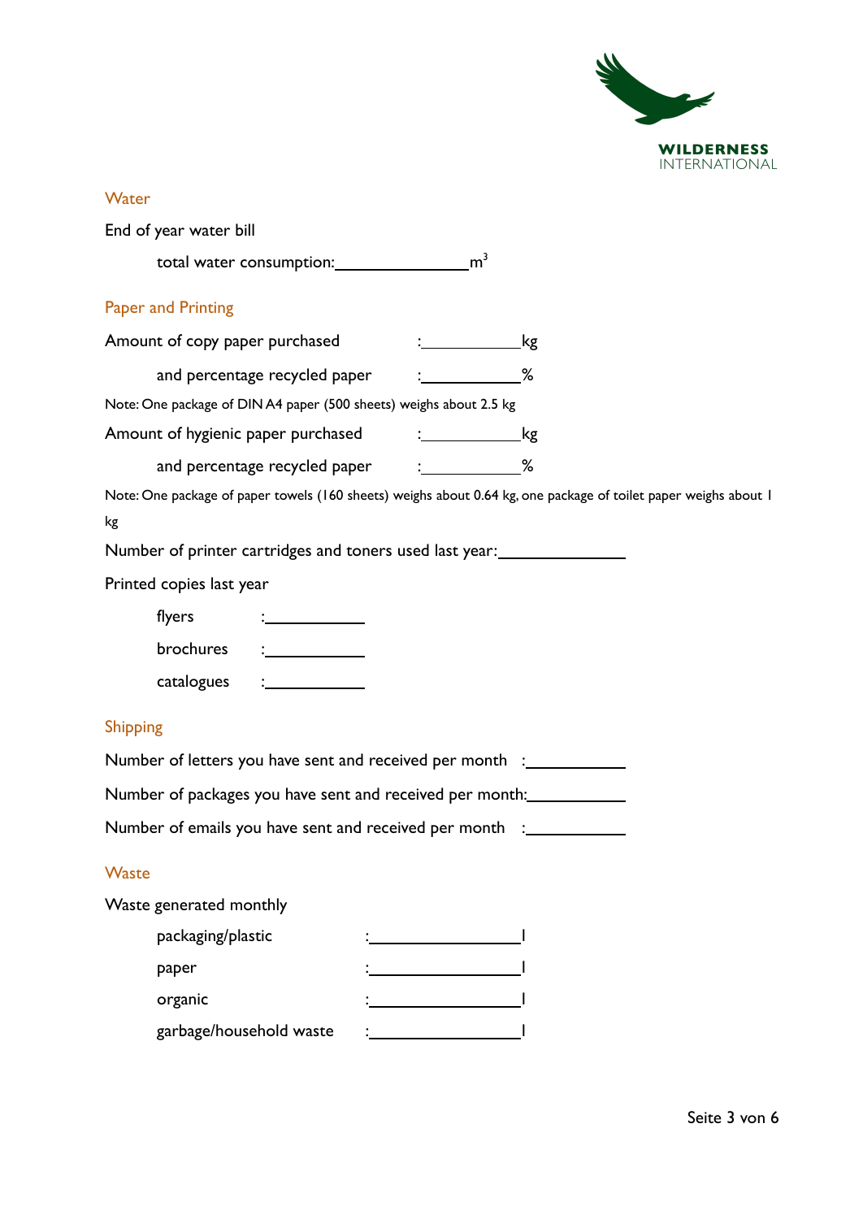## Water

End of year water bill

total water consumption:_______________$m^3$

## Paper and Printing

Amount of copy paper purchased : ___________kg

and percentage recycled paper : ___________%

Note: One package of DIN A4 paper (500 sheets) weighs about 2.5 kg

Amount of hygienic paper purchased : ___________kg

and percentage recycled paper : ___________%

Note: One package of paper towels (160 sheets) weighs about 0.64 kg, one package of toilet paper weighs about 1 kg

Number of printer cartridges and toners used last year:______________

Printed copies last year

flyers : ___________

brochures : ___________

catalogues : ___________

## Shipping

Number of letters you have sent and received per month : ___________

Number of packages you have sent and received per month:___________

Number of emails you have sent and received per month : ___________

## Waste

Waste generated monthly

packaging/plastic : _________________l

paper : _________________l

organic : _________________l

garbage/household waste : _________________l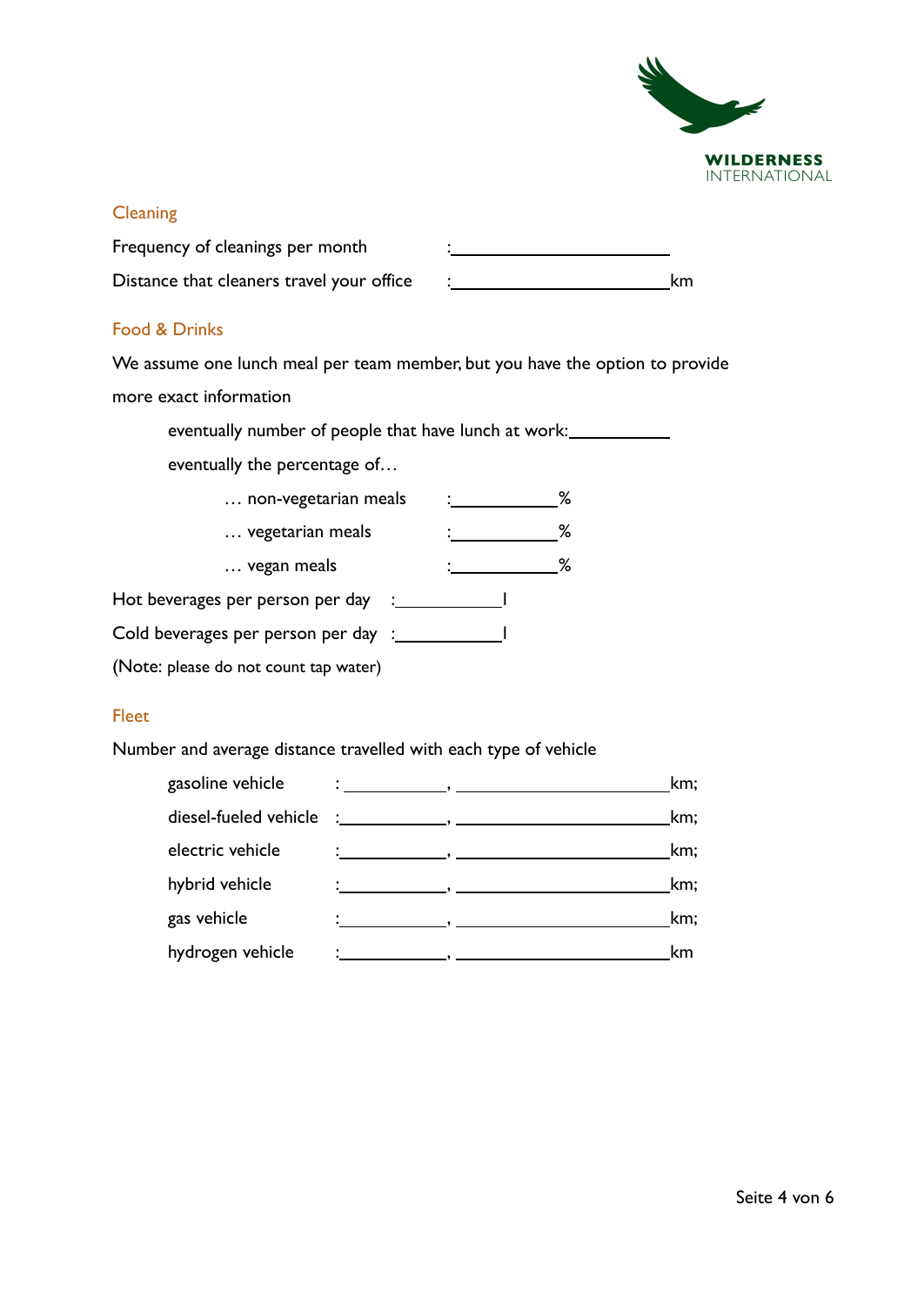## Cleaning

Frequency of cleanings per month : \_\_\_\_\_\_\_\_\_\_\_\_\_\_\_\_\_\_\_\_

Distance that cleaners travel your office : \_\_\_\_\_\_\_\_\_\_\_\_\_\_\_\_\_\_\_\_ km

## Food & Drinks

We assume one lunch meal per team member, but you have the option to provide more exact information

eventually number of people that have lunch at work: \_\_\_\_\_\_\_\_\_\_

eventually the percentage of…

… non-vegetarian meals : \_\_\_\_\_\_\_\_\_\_ %

… vegetarian meals : \_\_\_\_\_\_\_\_\_\_ %

… vegan meals : \_\_\_\_\_\_\_\_\_\_ %

Hot beverages per person per day : \_\_\_\_\_\_\_\_\_\_ l

Cold beverages per person per day : \_\_\_\_\_\_\_\_\_\_ l

(Note: please do not count tap water)

## Fleet

Number and average distance travelled with each type of vehicle

gasoline vehicle : \_\_\_\_\_\_\_\_\_\_, \_\_\_\_\_\_\_\_\_\_\_\_\_\_\_\_\_\_\_\_ km;

diesel-fueled vehicle : \_\_\_\_\_\_\_\_\_\_, \_\_\_\_\_\_\_\_\_\_\_\_\_\_\_\_\_\_\_\_ km;

electric vehicle : \_\_\_\_\_\_\_\_\_\_, \_\_\_\_\_\_\_\_\_\_\_\_\_\_\_\_\_\_\_\_ km;

hybrid vehicle : \_\_\_\_\_\_\_\_\_\_, \_\_\_\_\_\_\_\_\_\_\_\_\_\_\_\_\_\_\_\_ km;

gas vehicle : \_\_\_\_\_\_\_\_\_\_, \_\_\_\_\_\_\_\_\_\_\_\_\_\_\_\_\_\_\_\_ km;

hydrogen vehicle : \_\_\_\_\_\_\_\_\_\_, \_\_\_\_\_\_\_\_\_\_\_\_\_\_\_\_\_\_\_\_ km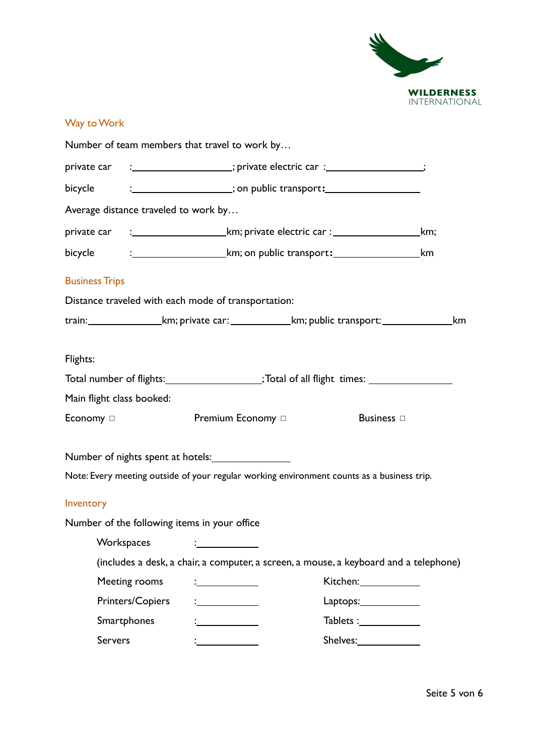WILDERNESS INTERNATIONAL

## Way to Work

Number of team members that travel to work by…

private car :\_\_\_\_\_\_\_\_\_\_\_\_\_\_\_\_\_\_; private electric car :\_\_\_\_\_\_\_\_\_\_\_\_\_\_\_\_\_\_;

bicycle :\_\_\_\_\_\_\_\_\_\_\_\_\_\_\_\_\_\_; on public transport:\_\_\_\_\_\_\_\_\_\_\_\_\_\_\_\_\_\_

Average distance traveled to work by…

private car :\_\_\_\_\_\_\_\_\_\_\_\_\_\_\_\_\_\_km; private electric car :\_\_\_\_\_\_\_\_\_\_\_\_\_\_\_\_\_\_km;

bicycle :\_\_\_\_\_\_\_\_\_\_\_\_\_\_\_\_\_\_km; on public transport:\_\_\_\_\_\_\_\_\_\_\_\_\_\_\_\_\_\_km

## Business Trips

Distance traveled with each mode of transportation:

train:\_\_\_\_\_\_\_\_\_\_\_\_\_\_km; private car:\_\_\_\_\_\_\_\_\_\_\_\_km; public transport:\_\_\_\_\_\_\_\_\_\_\_\_\_\_km

Flights:

Total number of flights:\_\_\_\_\_\_\_\_\_\_\_\_\_\_\_\_\_\_;Total of all flight times: \_\_\_\_\_\_\_\_\_\_\_\_\_\_\_\_

Main flight class booked:

Economy □ Premium Economy □ Business □

Number of nights spent at hotels:\_\_\_\_\_\_\_\_\_\_\_\_\_\_\_\_

Note: Every meeting outside of your regular working environment counts as a business trip.

## Inventory

Number of the following items in your office

Workspaces :\_\_\_\_\_\_\_\_\_\_\_\_

(includes a desk, a chair, a computer, a screen, a mouse, a keyboard and a telephone)

Meeting rooms :\_\_\_\_\_\_\_\_\_\_\_\_ Kitchen:\_\_\_\_\_\_\_\_\_\_\_\_

Printers/Copiers :\_\_\_\_\_\_\_\_\_\_\_\_ Laptops:\_\_\_\_\_\_\_\_\_\_\_\_

Smartphones :\_\_\_\_\_\_\_\_\_\_\_\_ Tablets :\_\_\_\_\_\_\_\_\_\_\_\_

Servers :\_\_\_\_\_\_\_\_\_\_\_\_ Shelves:\_\_\_\_\_\_\_\_\_\_\_\_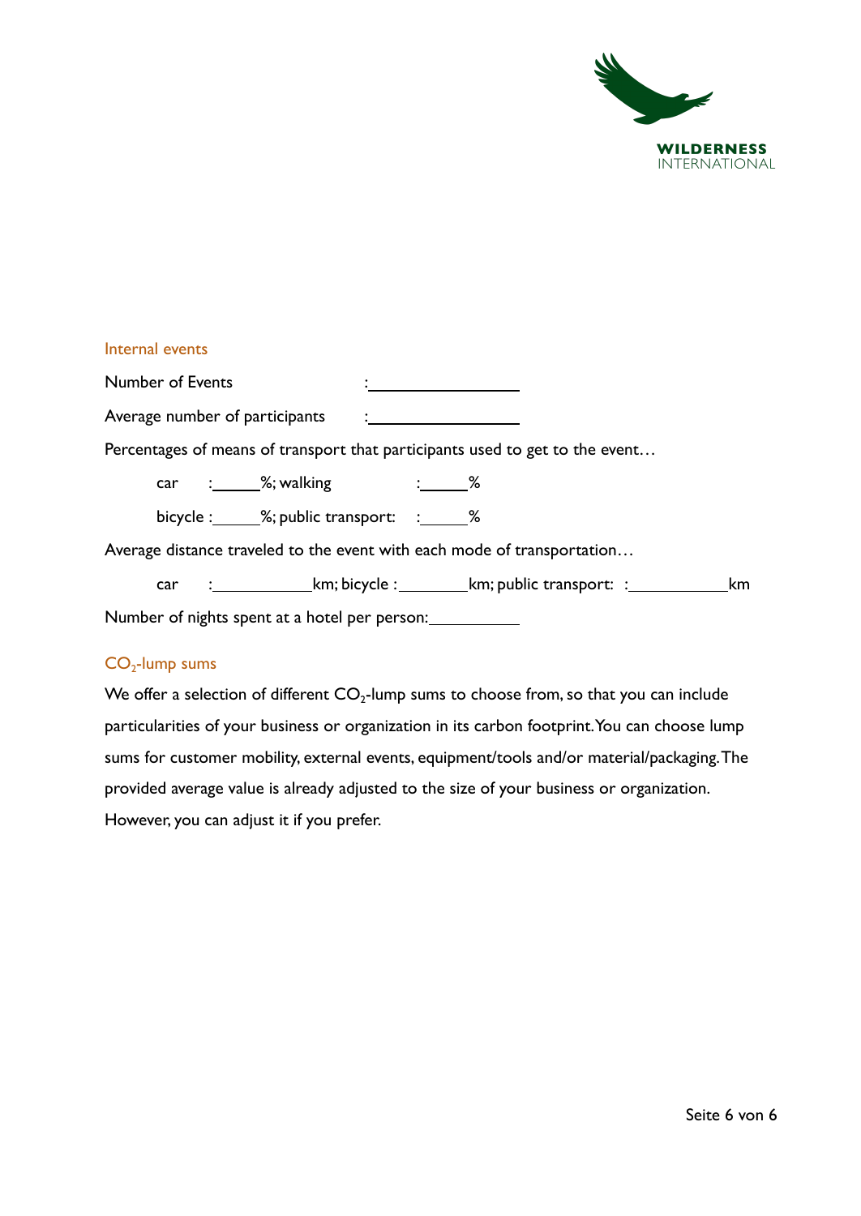## Internal events

Number of Events : ________________

Average number of participants : ________________

Percentages of means of transport that participants used to get to the event…

car : _____%; walking : _____%

bicycle : _____%; public transport: : _____%

Average distance traveled to the event with each mode of transportation…

car : __________km; bicycle : ________km; public transport: : __________km

Number of nights spent at a hotel per person: __________

## $CO_2$-lump sums

We offer a selection of different $CO_2$-lump sums to choose from, so that you can include particularities of your business or organization in its carbon footprint. You can choose lump sums for customer mobility, external events, equipment/tools and/or material/packaging. The provided average value is already adjusted to the size of your business or organization. However, you can adjust it if you prefer.